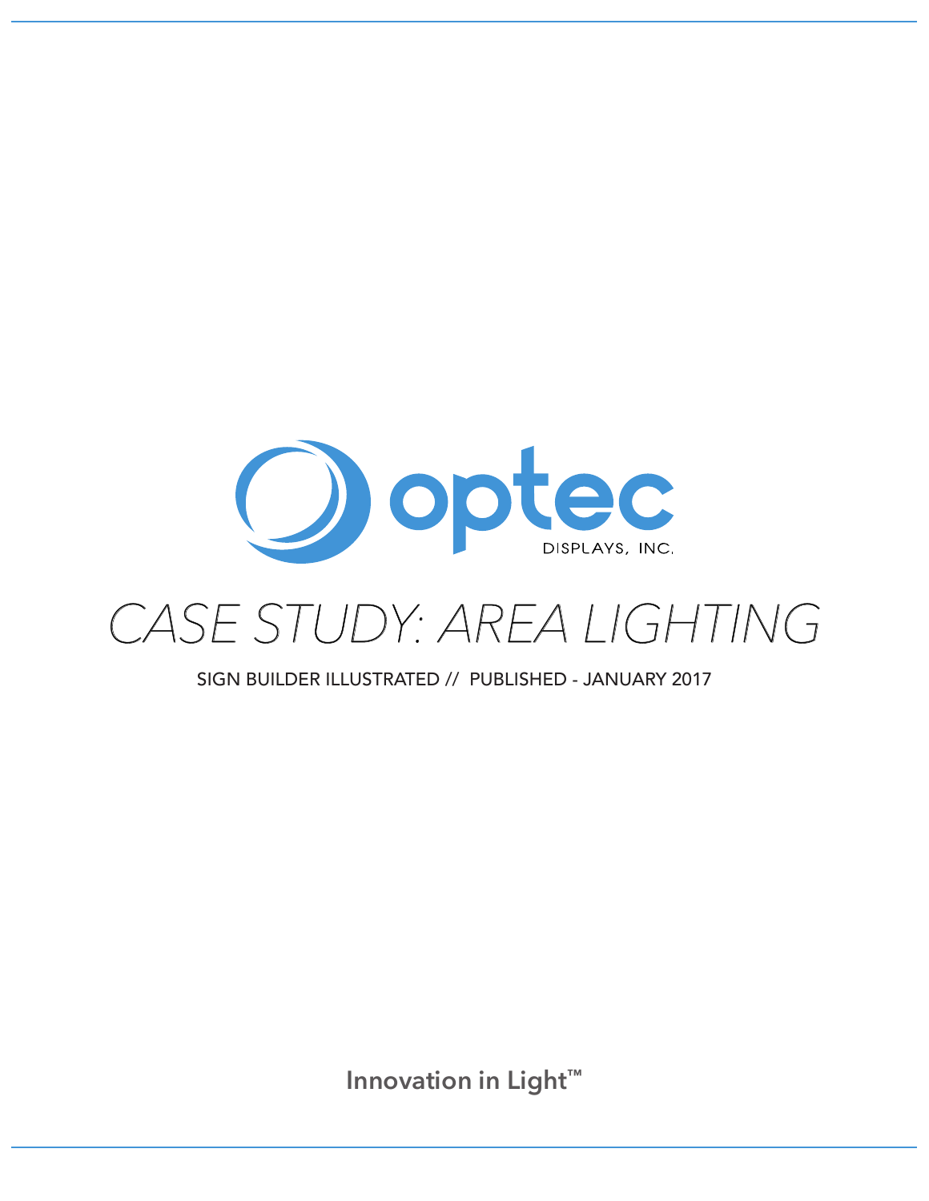optec

DISPLAYS, INC.

# CASE STUDY: AREA LIGHTING

SIGN BUILDER ILLUSTRATED // PUBLISHED - JANUARY 2017

**Innovation in Light™**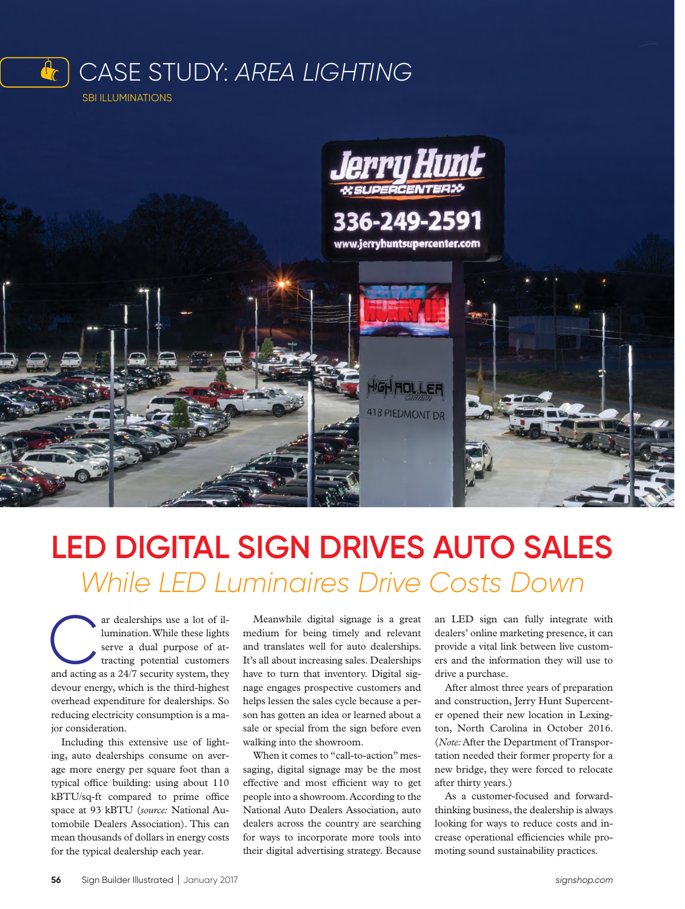# CASE STUDY: *AREA LIGHTING*

SBI ILLUMINATIONS

# LED DIGITAL SIGN DRIVES AUTO SALES

## *While LED Luminaires Drive Costs Down*

Car dealerships use a lot of illumination. While these lights serve a dual purpose of attracting potential customers and acting as a 24/7 security system, they devour energy, which is the third-highest overhead expenditure for dealerships. So reducing electricity consumption is a major consideration.

Including this extensive use of lighting, auto dealerships consume on average more energy per square foot than a typical office building: using about 110 kBTU/sq-ft compared to prime office space at 93 kBTU (*source:* National Automobile Dealers Association). This can mean thousands of dollars in energy costs for the typical dealership each year.

Meanwhile digital signage is a great medium for being timely and relevant and translates well for auto dealerships. It's all about increasing sales. Dealerships have to turn that inventory. Digital signage engages prospective customers and helps lessen the sales cycle because a person has gotten an idea or learned about a sale or special from the sign before even walking into the showroom.

When it comes to "call-to-action" messaging, digital signage may be the most effective and most efficient way to get people into a showroom. According to the National Auto Dealers Association, auto dealers across the country are searching for ways to incorporate more tools into their digital advertising strategy. Because an LED sign can fully integrate with dealers' online marketing presence, it can provide a vital link between live customers and the information they will use to drive a purchase.

After almost three years of preparation and construction, Jerry Hunt Supercenter opened their new location in Lexington, North Carolina in October 2016. (*Note:* After the Department of Transportation needed their former property for a new bridge, they were forced to relocate after thirty years.)

As a customer-focused and forward-thinking business, the dealership is always looking for ways to reduce costs and increase operational efficiencies while promoting sound sustainability practices.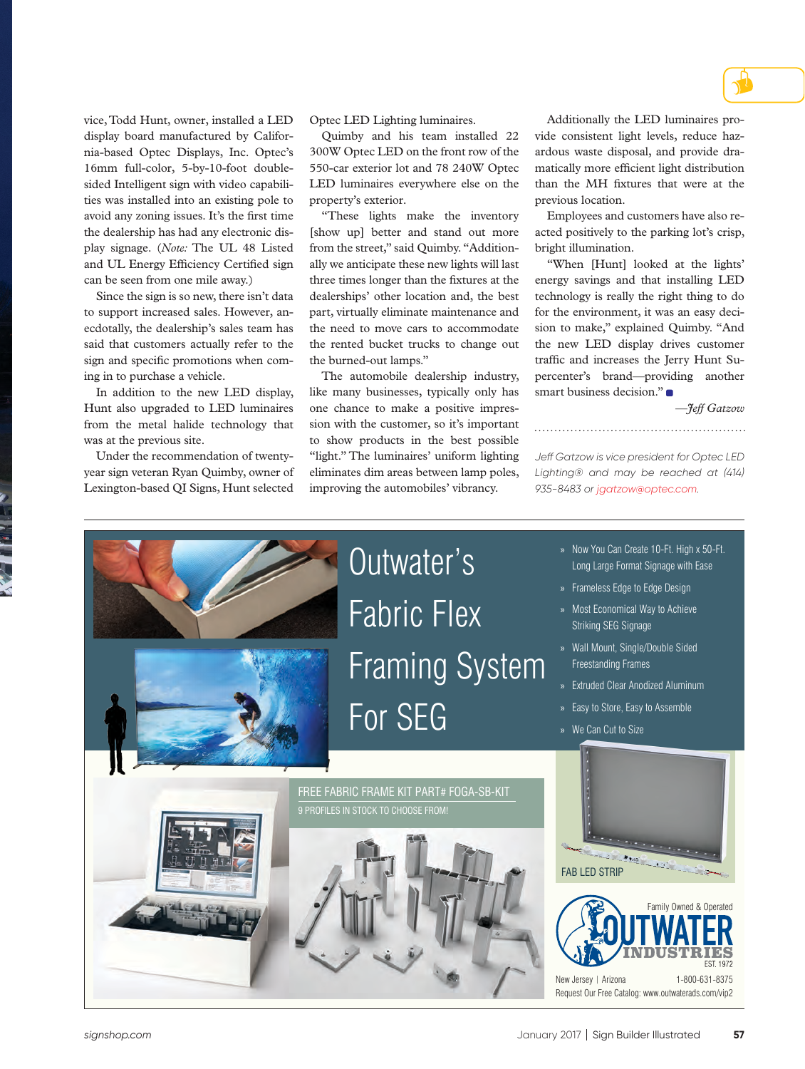vice, Todd Hunt, owner, installed a LED display board manufactured by California-based Optec Displays, Inc. Optec's 16mm full-color, 5-by-10-foot double-sided Intelligent sign with video capabilities was installed into an existing pole to avoid any zoning issues. It's the first time the dealership has had any electronic display signage. (*Note:* The UL 48 Listed and UL Energy Efficiency Certified sign can be seen from one mile away.)

Since the sign is so new, there isn't data to support increased sales. However, anecdotally, the dealership's sales team has said that customers actually refer to the sign and specific promotions when coming in to purchase a vehicle.

In addition to the new LED display, Hunt also upgraded to LED luminaires from the metal halide technology that was at the previous site.

Under the recommendation of twenty-year sign veteran Ryan Quimby, owner of Lexington-based QI Signs, Hunt selected Optec LED Lighting luminaires.

Quimby and his team installed 22 300W Optec LED on the front row of the 550-car exterior lot and 78 240W Optec LED luminaires everywhere else on the property's exterior.

"These lights make the inventory [show up] better and stand out more from the street," said Quimby. "Additionally we anticipate these new lights will last three times longer than the fixtures at the dealerships' other location and, the best part, virtually eliminate maintenance and the need to move cars to accommodate the rented bucket trucks to change out the burned-out lamps."

The automobile dealership industry, like many businesses, typically only has one chance to make a positive impression with the customer, so it's important to show products in the best possible "light." The luminaires' uniform lighting eliminates dim areas between lamp poles, improving the automobiles' vibrancy.

Additionally the LED luminaires provide consistent light levels, reduce hazardous waste disposal, and provide dramatically more efficient light distribution than the MH fixtures that were at the previous location.

Employees and customers have also reacted positively to the parking lot's crisp, bright illumination.

"When [Hunt] looked at the lights' energy savings and that installing LED technology is really the right thing to do for the environment, it was an easy decision to make," explained Quimby. "And the new LED display drives customer traffic and increases the Jerry Hunt Supercenter's brand—providing another smart business decision."

—*Jeff Gatzow*

*Jeff Gatzow is vice president for Optec LED Lighting® and may be reached at (414) 935-8483 or jgatzow@optec.com.*

# Outwater's Fabric Flex Framing System For SEG

- Now You Can Create 10-Ft. High x 50-Ft. Long Large Format Signage with Ease
- Frameless Edge to Edge Design
- Most Economical Way to Achieve Striking SEG Signage
- Wall Mount, Single/Double Sided Freestanding Frames
- Extruded Clear Anodized Aluminum
- Easy to Store, Easy to Assemble
- We Can Cut to Size

FREE FABRIC FRAME KIT PART# FOGA-SB-KIT

9 PROFILES IN STOCK TO CHOOSE FROM!

FAB LED STRIP

Family Owned & Operated

OUTWATER INDUSTRIES

EST. 1972

New Jersey | Arizona 1-800-631-8375

Request Our Free Catalog: www.outwaterads.com/vip2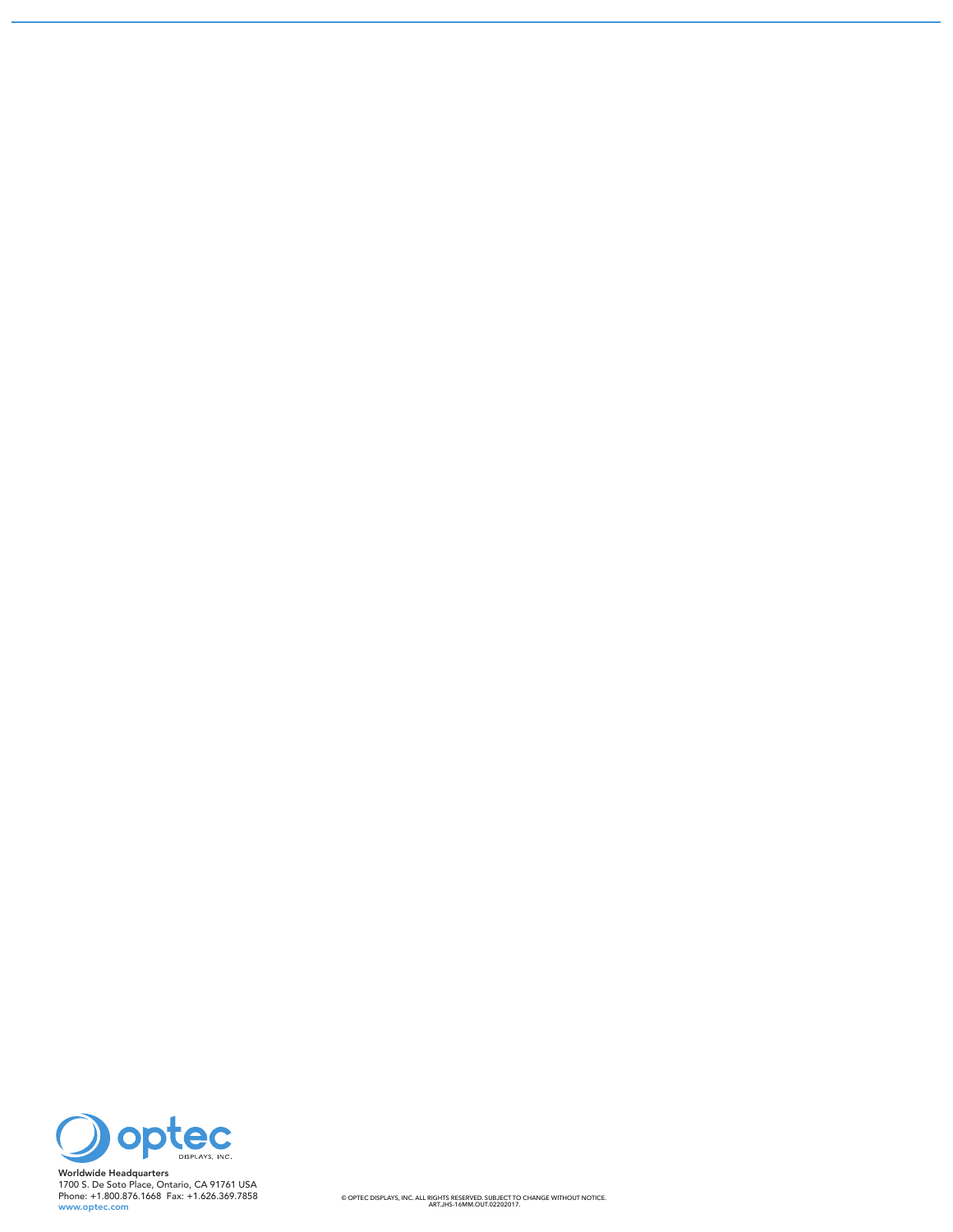optec DISPLAYS, INC.

**Worldwide Headquarters**
1700 S. De Soto Place, Ontario, CA 91761 USA
Phone: +1.800.876.1668 Fax: +1.626.369.7858
www.optec.com

© OPTEC DISPLAYS, INC. ALL RIGHTS RESERVED. SUBJECT TO CHANGE WITHOUT NOTICE.
ART.JHS-16MM.OUT.02202017.